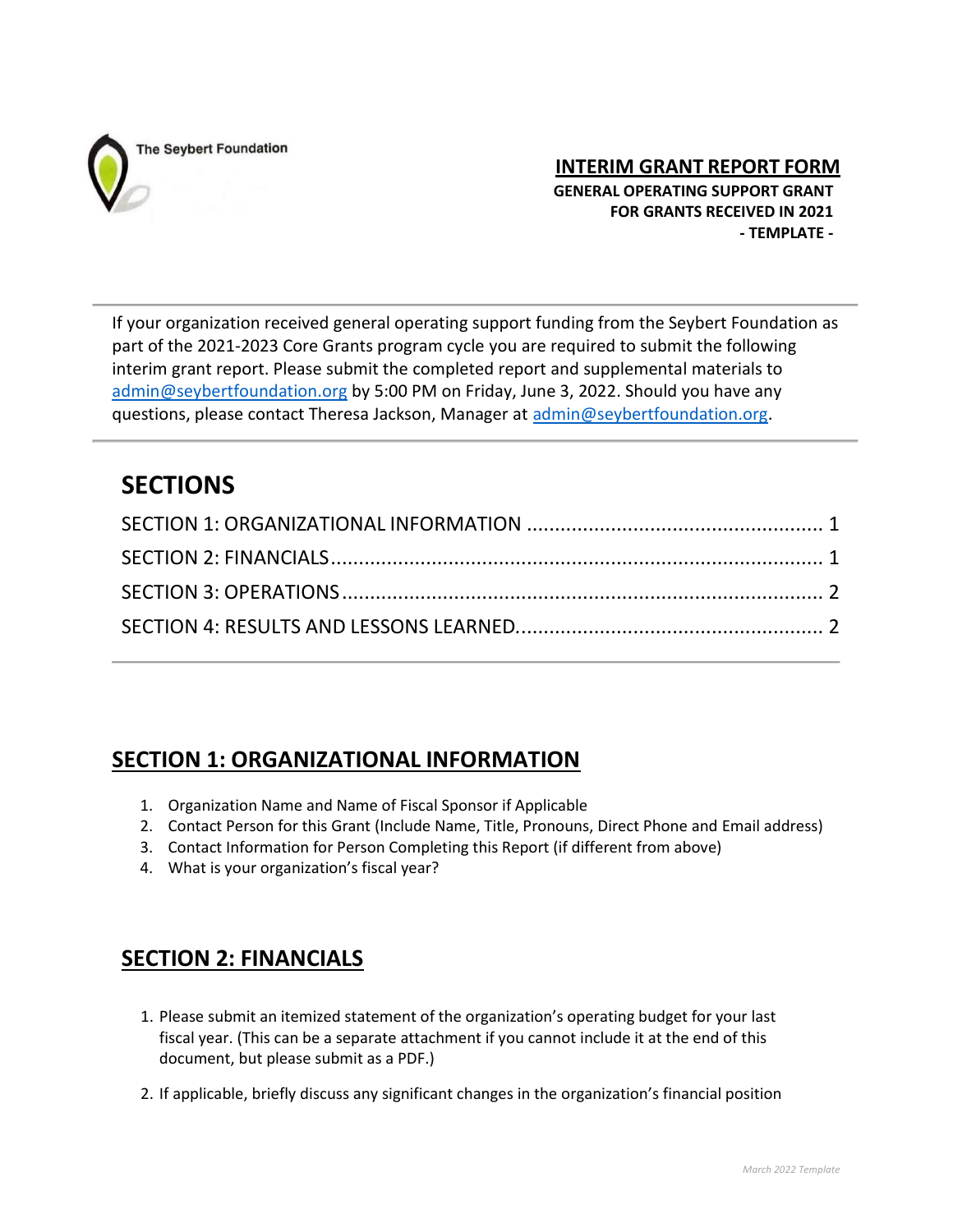The Seybert Foundation

# INTERIM GRANT REPORT FORM

**GENERAL OPERATING SUPPORT GRANT**
**FOR GRANTS RECEIVED IN 2021**
**- TEMPLATE -**

---

If your organization received general operating support funding from the Seybert Foundation as part of the 2021-2023 Core Grants program cycle you are required to submit the following interim grant report. Please submit the completed report and supplemental materials to admin@seybertfoundation.org by 5:00 PM on Friday, June 3, 2022. Should you have any questions, please contact Theresa Jackson, Manager at admin@seybertfoundation.org.

---

## SECTIONS

SECTION 1: ORGANIZATIONAL INFORMATION .................................................... 1
SECTION 2: FINANCIALS ........................................................................................ 1
SECTION 3: OPERATIONS ....................................................................................... 2
SECTION 4: RESULTS AND LESSONS LEARNED..................................................... 2

---

## SECTION 1: ORGANIZATIONAL INFORMATION

1. Organization Name and Name of Fiscal Sponsor if Applicable
2. Contact Person for this Grant (Include Name, Title, Pronouns, Direct Phone and Email address)
3. Contact Information for Person Completing this Report (if different from above)
4. What is your organization's fiscal year?

## SECTION 2: FINANCIALS

1. Please submit an itemized statement of the organization's operating budget for your last fiscal year. (This can be a separate attachment if you cannot include it at the end of this document, but please submit as a PDF.)

2. If applicable, briefly discuss any significant changes in the organization's financial position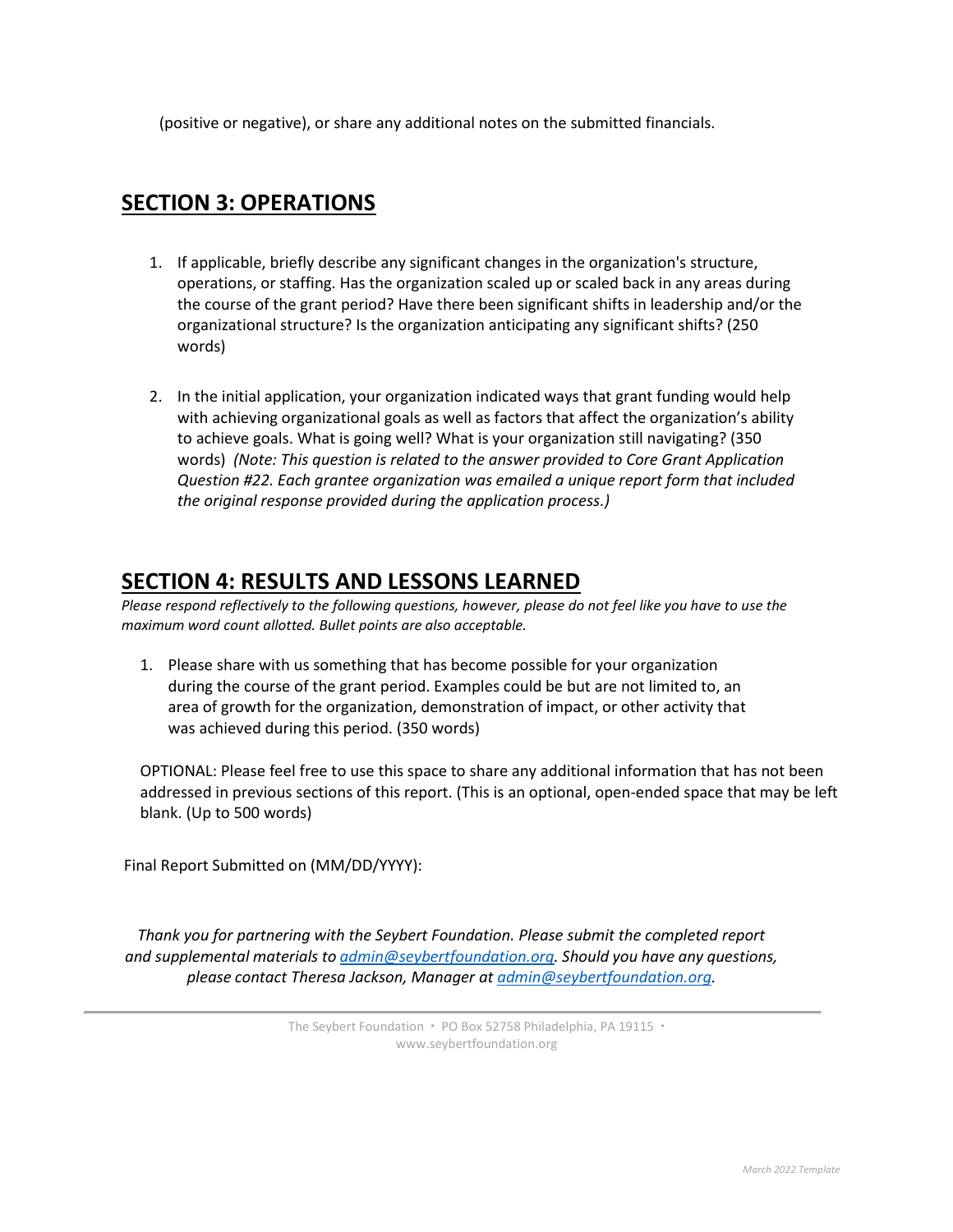(positive or negative), or share any additional notes on the submitted financials.

## SECTION 3: OPERATIONS

1. If applicable, briefly describe any significant changes in the organization's structure, operations, or staffing. Has the organization scaled up or scaled back in any areas during the course of the grant period? Have there been significant shifts in leadership and/or the organizational structure? Is the organization anticipating any significant shifts? (250 words)

2. In the initial application, your organization indicated ways that grant funding would help with achieving organizational goals as well as factors that affect the organization's ability to achieve goals. What is going well? What is your organization still navigating? (350 words) *(Note: This question is related to the answer provided to Core Grant Application Question #22. Each grantee organization was emailed a unique report form that included the original response provided during the application process.)*

## SECTION 4: RESULTS AND LESSONS LEARNED

*Please respond reflectively to the following questions, however, please do not feel like you have to use the maximum word count allotted. Bullet points are also acceptable.*

1. Please share with us something that has become possible for your organization during the course of the grant period. Examples could be but are not limited to, an area of growth for the organization, demonstration of impact, or other activity that was achieved during this period. (350 words)

OPTIONAL: Please feel free to use this space to share any additional information that has not been addressed in previous sections of this report. (This is an optional, open-ended space that may be left blank. (Up to 500 words)

Final Report Submitted on (MM/DD/YYYY):

*Thank you for partnering with the Seybert Foundation. Please submit the completed report and supplemental materials to [admin@seybertfoundation.org](mailto:admin@seybertfoundation.org). Should you have any questions, please contact Theresa Jackson, Manager at [admin@seybertfoundation.org](mailto:admin@seybertfoundation.org).*

The Seybert Foundation • PO Box 52758 Philadelphia, PA 19115 • www.seybertfoundation.org

*March 2022 Template*